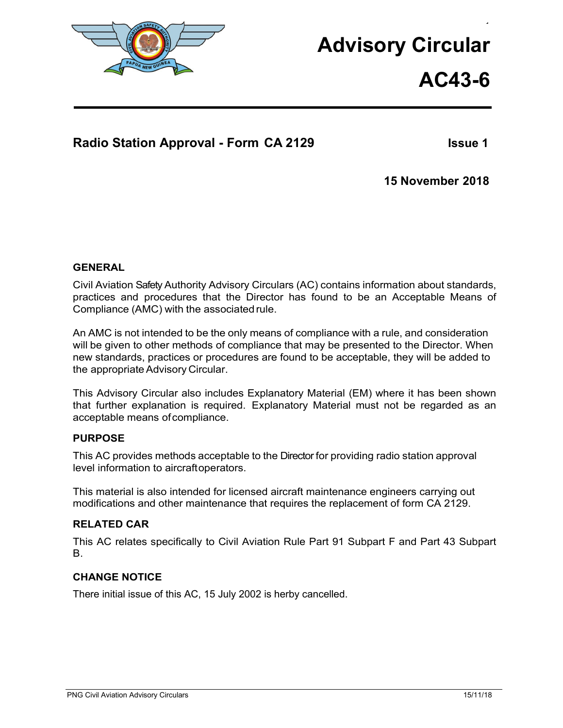# Advisory Circular

# AC43-6

## Radio Station Approval - Form CA 2129

**Issue 1**

**15 November 2018**

### GENERAL

Civil Aviation Safety Authority Advisory Circulars (AC) contains information about standards, practices and procedures that the Director has found to be an Acceptable Means of Compliance (AMC) with the associated rule.

An AMC is not intended to be the only means of compliance with a rule, and consideration will be given to other methods of compliance that may be presented to the Director. When new standards, practices or procedures are found to be acceptable, they will be added to the appropriate Advisory Circular.

This Advisory Circular also includes Explanatory Material (EM) where it has been shown that further explanation is required. Explanatory Material must not be regarded as an acceptable means of compliance.

### PURPOSE

This AC provides methods acceptable to the Director for providing radio station approval level information to aircraft operators.

This material is also intended for licensed aircraft maintenance engineers carrying out modifications and other maintenance that requires the replacement of form CA 2129.

### RELATED CAR

This AC relates specifically to Civil Aviation Rule Part 91 Subpart F and Part 43 Subpart B.

### CHANGE NOTICE

There initial issue of this AC, 15 July 2002 is herby cancelled.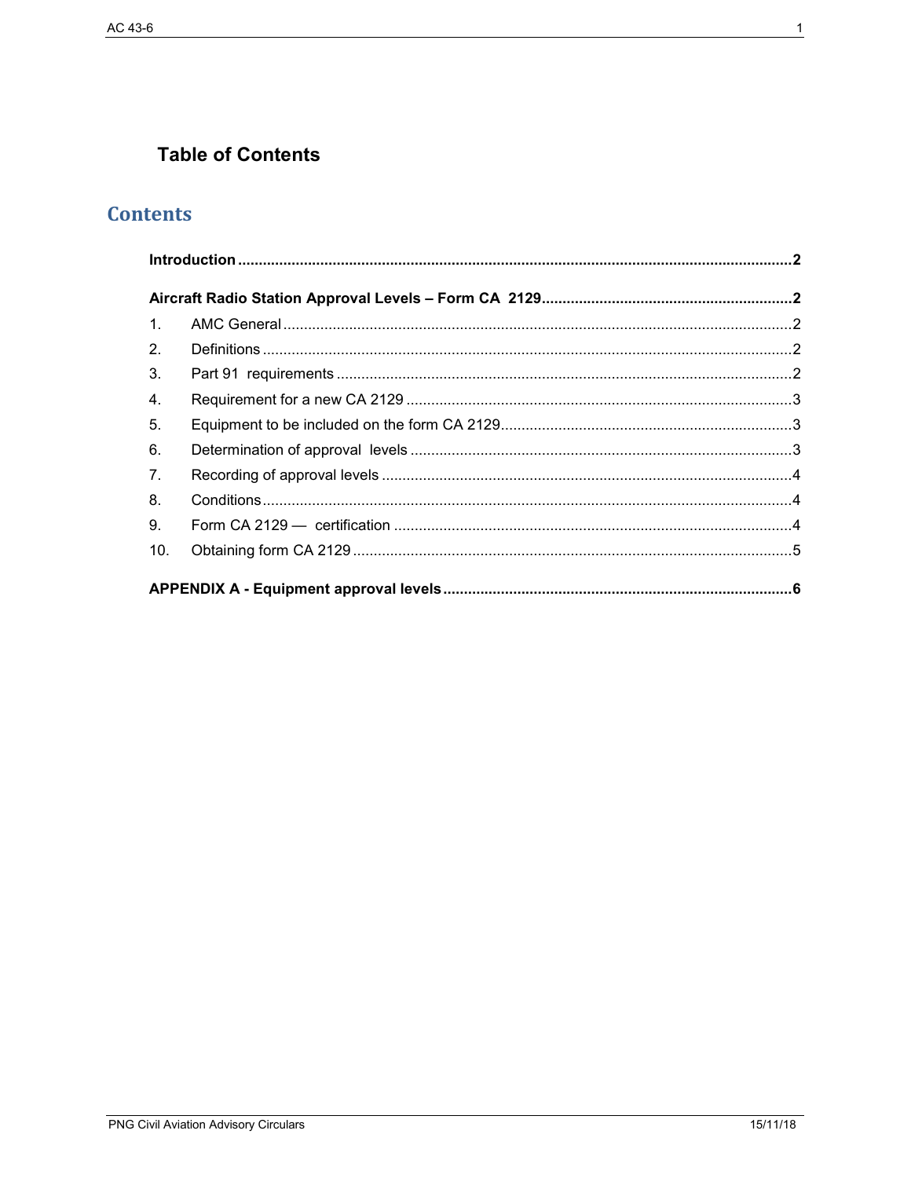## Table of Contents

# Contents

**Introduction** ..... **2**

**Aircraft Radio Station Approval Levels – Form CA 2129** ..... **2**

1. AMC General ..... 2
2. Definitions ..... 2
3. Part 91 requirements ..... 2
4. Requirement for a new CA 2129 ..... 3
5. Equipment to be included on the form CA 2129 ..... 3
6. Determination of approval levels ..... 3
7. Recording of approval levels ..... 4
8. Conditions ..... 4
9. Form CA 2129 — certification ..... 4
10. Obtaining form CA 2129 ..... 5

**APPENDIX A - Equipment approval levels** ..... **6**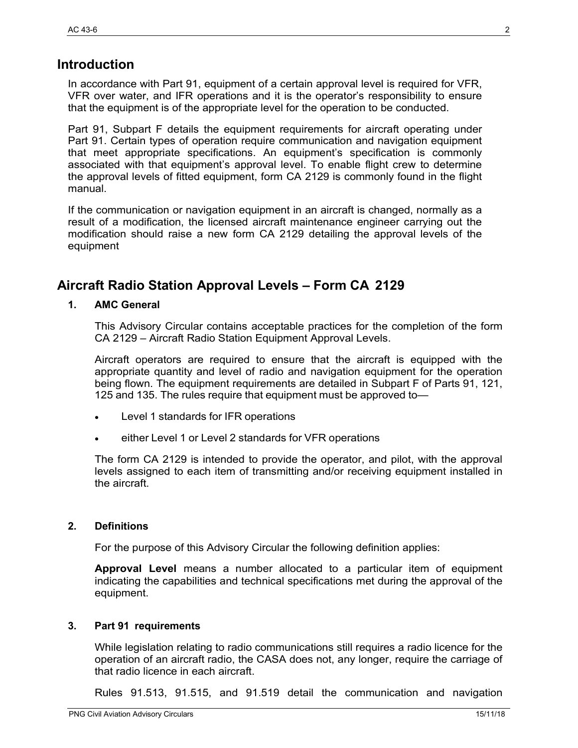## Introduction

In accordance with Part 91, equipment of a certain approval level is required for VFR, VFR over water, and IFR operations and it is the operator's responsibility to ensure that the equipment is of the appropriate level for the operation to be conducted.

Part 91, Subpart F details the equipment requirements for aircraft operating under Part 91. Certain types of operation require communication and navigation equipment that meet appropriate specifications. An equipment's specification is commonly associated with that equipment's approval level. To enable flight crew to determine the approval levels of fitted equipment, form CA 2129 is commonly found in the flight manual.

If the communication or navigation equipment in an aircraft is changed, normally as a result of a modification, the licensed aircraft maintenance engineer carrying out the modification should raise a new form CA 2129 detailing the approval levels of the equipment

## Aircraft Radio Station Approval Levels – Form CA 2129

### 1. AMC General

This Advisory Circular contains acceptable practices for the completion of the form CA 2129 – Aircraft Radio Station Equipment Approval Levels.

Aircraft operators are required to ensure that the aircraft is equipped with the appropriate quantity and level of radio and navigation equipment for the operation being flown. The equipment requirements are detailed in Subpart F of Parts 91, 121, 125 and 135. The rules require that equipment must be approved to—

- Level 1 standards for IFR operations
- either Level 1 or Level 2 standards for VFR operations

The form CA 2129 is intended to provide the operator, and pilot, with the approval levels assigned to each item of transmitting and/or receiving equipment installed in the aircraft.

### 2. Definitions

For the purpose of this Advisory Circular the following definition applies:

**Approval Level** means a number allocated to a particular item of equipment indicating the capabilities and technical specifications met during the approval of the equipment.

### 3. Part 91 requirements

While legislation relating to radio communications still requires a radio licence for the operation of an aircraft radio, the CASA does not, any longer, require the carriage of that radio licence in each aircraft.

Rules 91.513, 91.515, and 91.519 detail the communication and navigation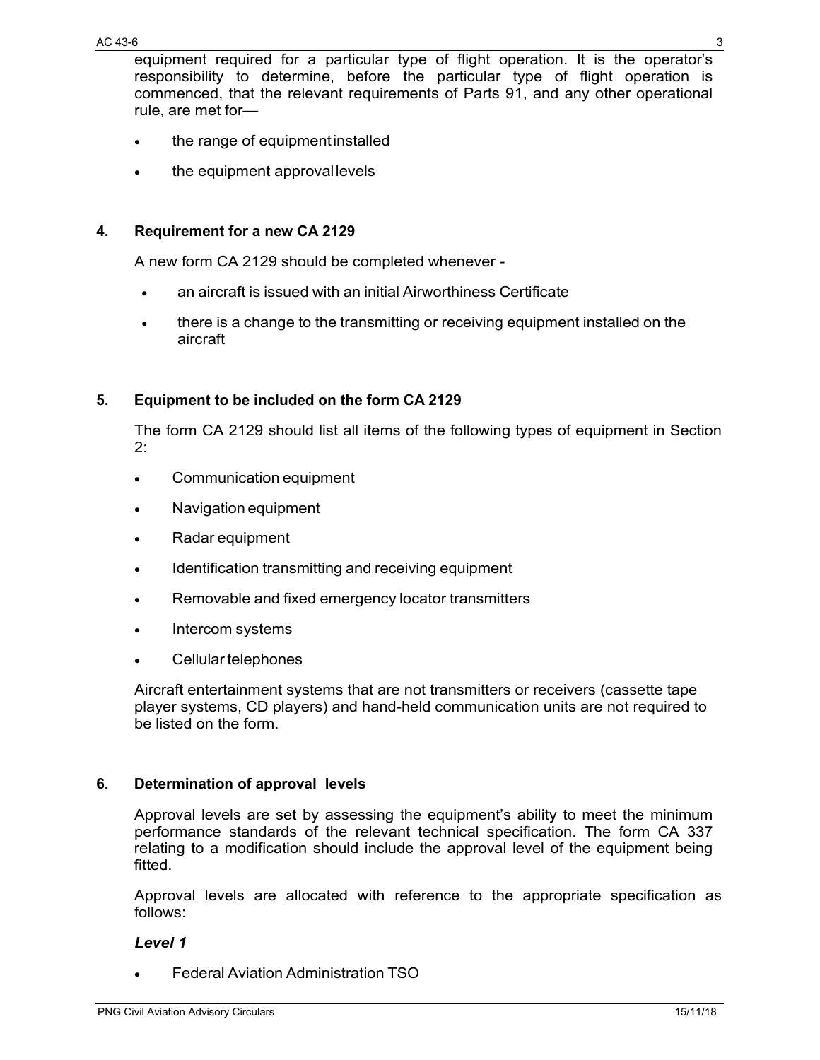equipment required for a particular type of flight operation. It is the operator's responsibility to determine, before the particular type of flight operation is commenced, that the relevant requirements of Parts 91, and any other operational rule, are met for—

- the range of equipment installed
- the equipment approval levels

## 4. Requirement for a new CA 2129

A new form CA 2129 should be completed whenever -

- an aircraft is issued with an initial Airworthiness Certificate
- there is a change to the transmitting or receiving equipment installed on the aircraft

## 5. Equipment to be included on the form CA 2129

The form CA 2129 should list all items of the following types of equipment in Section 2:

- Communication equipment
- Navigation equipment
- Radar equipment
- Identification transmitting and receiving equipment
- Removable and fixed emergency locator transmitters
- Intercom systems
- Cellular telephones

Aircraft entertainment systems that are not transmitters or receivers (cassette tape player systems, CD players) and hand-held communication units are not required to be listed on the form.

## 6. Determination of approval levels

Approval levels are set by assessing the equipment's ability to meet the minimum performance standards of the relevant technical specification. The form CA 337 relating to a modification should include the approval level of the equipment being fitted.

Approval levels are allocated with reference to the appropriate specification as follows:

***Level 1***

- Federal Aviation Administration TSO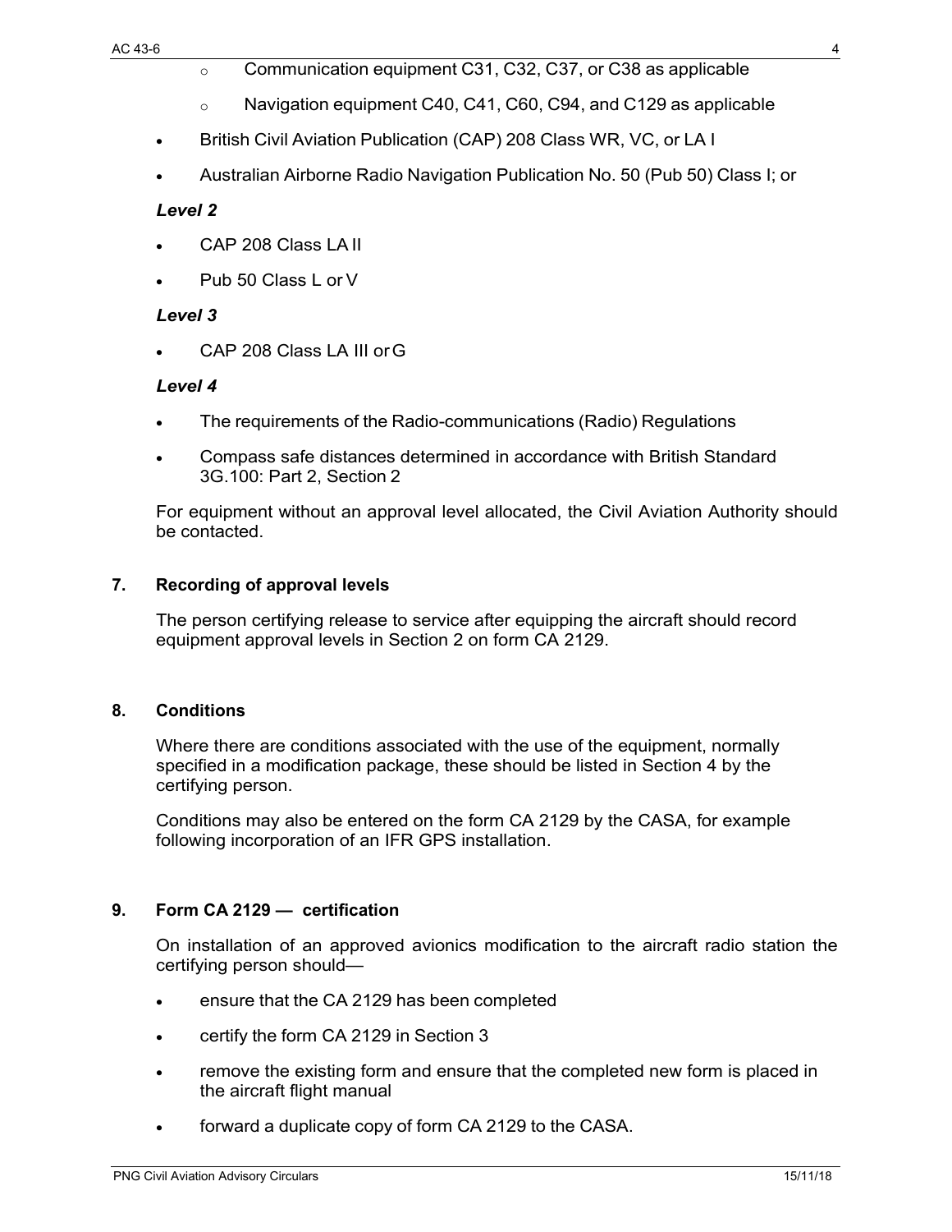- Communication equipment C31, C32, C37, or C38 as applicable
  - Navigation equipment C40, C41, C60, C94, and C129 as applicable
- British Civil Aviation Publication (CAP) 208 Class WR, VC, or LA I
- Australian Airborne Radio Navigation Publication No. 50 (Pub 50) Class I; or

***Level 2***

- CAP 208 Class LA II
- Pub 50 Class L or V

***Level 3***

- CAP 208 Class LA III or G

***Level 4***

- The requirements of the Radio-communications (Radio) Regulations
- Compass safe distances determined in accordance with British Standard 3G.100: Part 2, Section 2

For equipment without an approval level allocated, the Civil Aviation Authority should be contacted.

## 7. Recording of approval levels

The person certifying release to service after equipping the aircraft should record equipment approval levels in Section 2 on form CA 2129.

## 8. Conditions

Where there are conditions associated with the use of the equipment, normally specified in a modification package, these should be listed in Section 4 by the certifying person.

Conditions may also be entered on the form CA 2129 by the CASA, for example following incorporation of an IFR GPS installation.

## 9. Form CA 2129 — certification

On installation of an approved avionics modification to the aircraft radio station the certifying person should—

- ensure that the CA 2129 has been completed
- certify the form CA 2129 in Section 3
- remove the existing form and ensure that the completed new form is placed in the aircraft flight manual
- forward a duplicate copy of form CA 2129 to the CASA.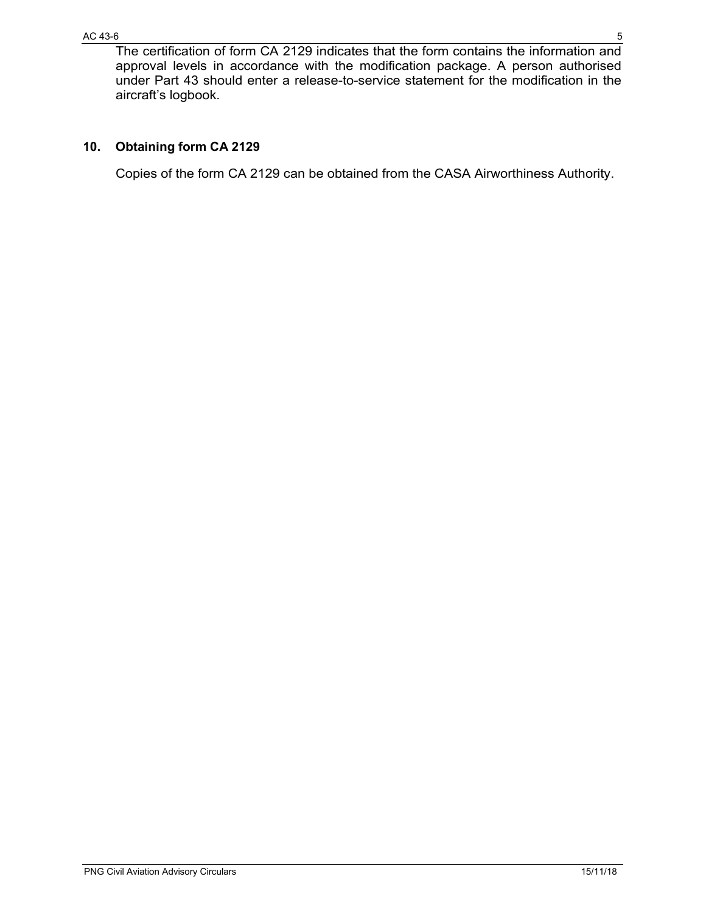The certification of form CA 2129 indicates that the form contains the information and approval levels in accordance with the modification package. A person authorised under Part 43 should enter a release-to-service statement for the modification in the aircraft's logbook.

## 10. Obtaining form CA 2129

Copies of the form CA 2129 can be obtained from the CASA Airworthiness Authority.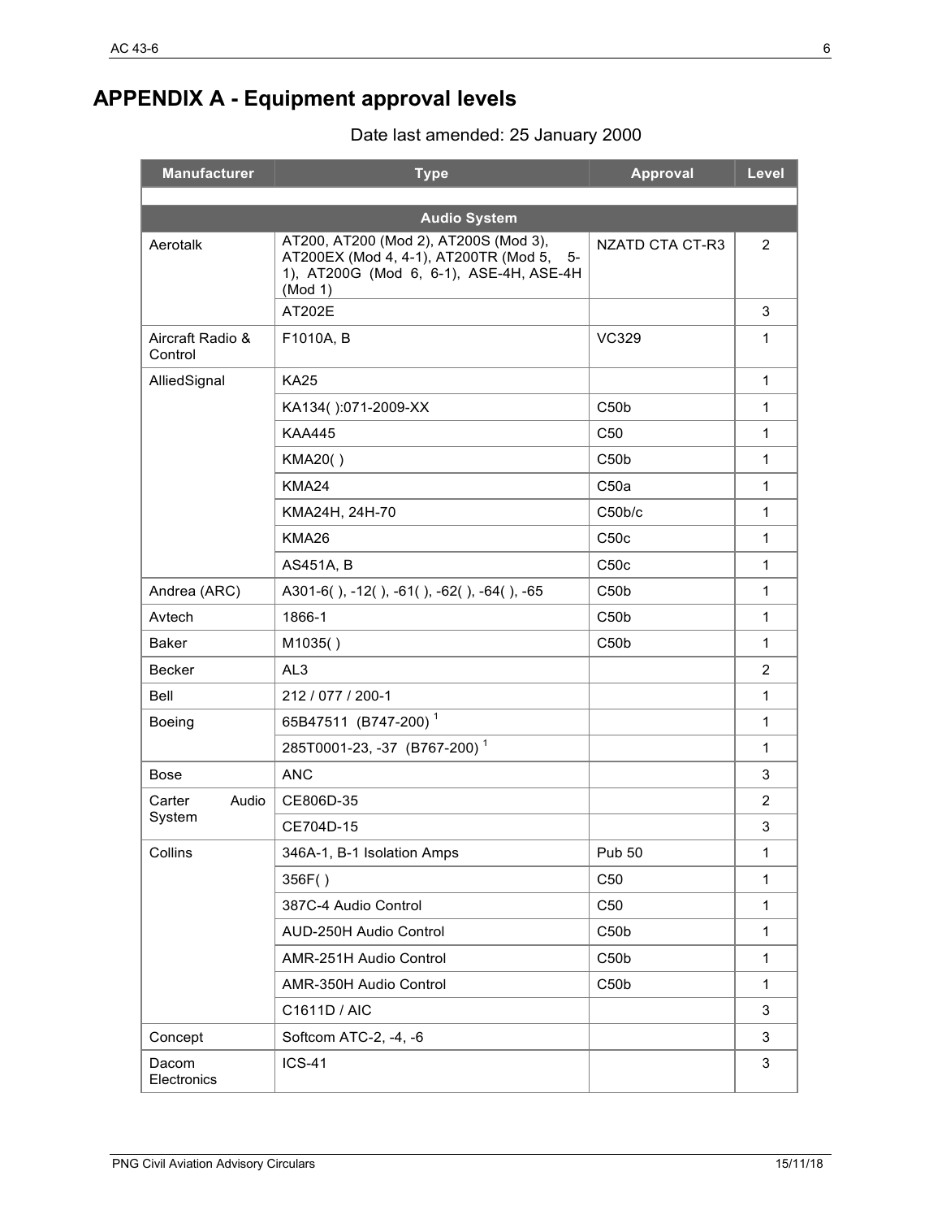# APPENDIX A - Equipment approval levels

Date last amended: 25 January 2000

| Manufacturer | Type | Approval | Level |
|---|---|---|---|
| | | | |
| **Audio System** | | | |
| Aerotalk | AT200, AT200 (Mod 2), AT200S (Mod 3), AT200EX (Mod 4, 4-1), AT200TR (Mod 5, 5-1), AT200G (Mod 6, 6-1), ASE-4H, ASE-4H (Mod 1) | NZATD CTA CT-R3 | 2 |
| | AT202E | | 3 |
| Aircraft Radio & Control | F1010A, B | VC329 | 1 |
| AlliedSignal | KA25 | | 1 |
| | KA134( ):071-2009-XX | C50b | 1 |
| | KAA445 | C50 | 1 |
| | KMA20( ) | C50b | 1 |
| | KMA24 | C50a | 1 |
| | KMA24H, 24H-70 | C50b/c | 1 |
| | KMA26 | C50c | 1 |
| | AS451A, B | C50c | 1 |
| Andrea (ARC) | A301-6( ), -12( ), -61( ), -62( ), -64( ), -65 | C50b | 1 |
| Avtech | 1866-1 | C50b | 1 |
| Baker | M1035( ) | C50b | 1 |
| Becker | AL3 | | 2 |
| Bell | 212 / 077 / 200-1 | | 1 |
| Boeing | 65B47511 (B747-200) [1] | | 1 |
| | 285T0001-23, -37 (B767-200) [1] | | 1 |
| Bose | ANC | | 3 |
| Carter Audio System | CE806D-35 | | 2 |
| | CE704D-15 | | 3 |
| Collins | 346A-1, B-1 Isolation Amps | Pub 50 | 1 |
| | 356F( ) | C50 | 1 |
| | 387C-4 Audio Control | C50 | 1 |
| | AUD-250H Audio Control | C50b | 1 |
| | AMR-251H Audio Control | C50b | 1 |
| | AMR-350H Audio Control | C50b | 1 |
| | C1611D / AIC | | 3 |
| Concept | Softcom ATC-2, -4, -6 | | 3 |
| Dacom Electronics | ICS-41 | | 3 |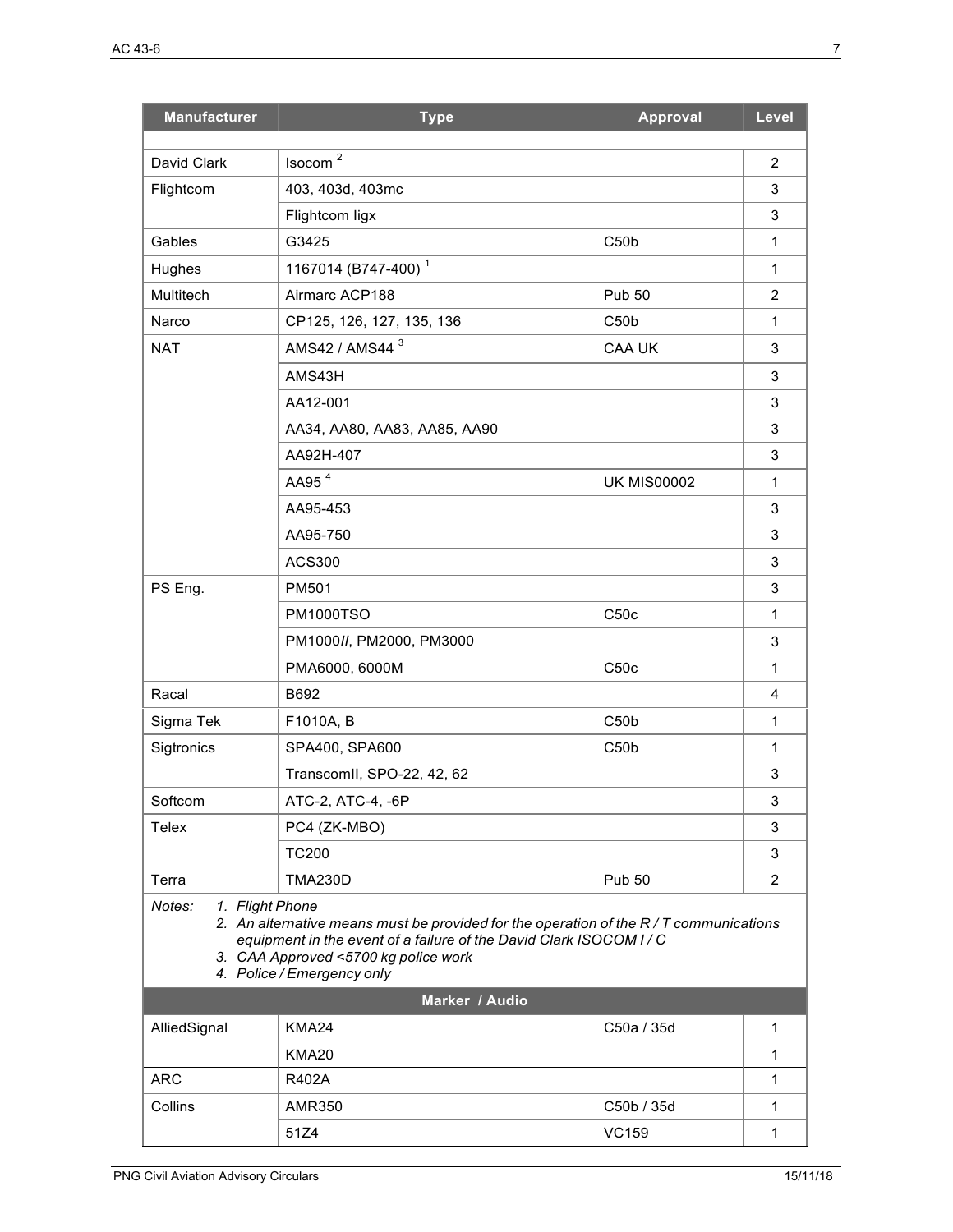| Manufacturer | Type | Approval | Level |
|---|---|---|---|
| | | | |
| David Clark | Isocom [2] | | 2 |
| Flightcom | 403, 403d, 403mc | | 3 |
| | Flightcom Iigx | | 3 |
| Gables | G3425 | C50b | 1 |
| Hughes | 1167014 (B747-400) [1] | | 1 |
| Multitech | Airmarc ACP188 | Pub 50 | 2 |
| Narco | CP125, 126, 127, 135, 136 | C50b | 1 |
| NAT | AMS42 / AMS44 [3] | CAA UK | 3 |
| | AMS43H | | 3 |
| | AA12-001 | | 3 |
| | AA34, AA80, AA83, AA85, AA90 | | 3 |
| | AA92H-407 | | 3 |
| | AA95 [4] | UK MIS00002 | 1 |
| | AA95-453 | | 3 |
| | AA95-750 | | 3 |
| | ACS300 | | 3 |
| PS Eng. | PM501 | | 3 |
| | PM1000TSO | C50c | 1 |
| | PM1000*II*, PM2000, PM3000 | | 3 |
| | PMA6000, 6000M | C50c | 1 |
| Racal | B692 | | 4 |
| Sigma Tek | F1010A, B | C50b | 1 |
| Sigtronics | SPA400, SPA600 | C50b | 1 |
| | TranscomII, SPO-22, 42, 62 | | 3 |
| Softcom | ATC-2, ATC-4, -6P | | 3 |
| Telex | PC4 (ZK-MBO) | | 3 |
| | TC200 | | 3 |
| Terra | TMA230D | Pub 50 | 2 |

*Notes:*
1. *Flight Phone*
2. *An alternative means must be provided for the operation of the R / T communications equipment in the event of a failure of the David Clark ISOCOM I / C*
3. *CAA Approved <5700 kg police work*
4. *Police / Emergency only*

| Marker / Audio | | | |
|---|---|---|---|
| AlliedSignal | KMA24 | C50a / 35d | 1 |
| | KMA20 | | 1 |
| ARC | R402A | | 1 |
| Collins | AMR350 | C50b / 35d | 1 |
| | 51Z4 | VC159 | 1 |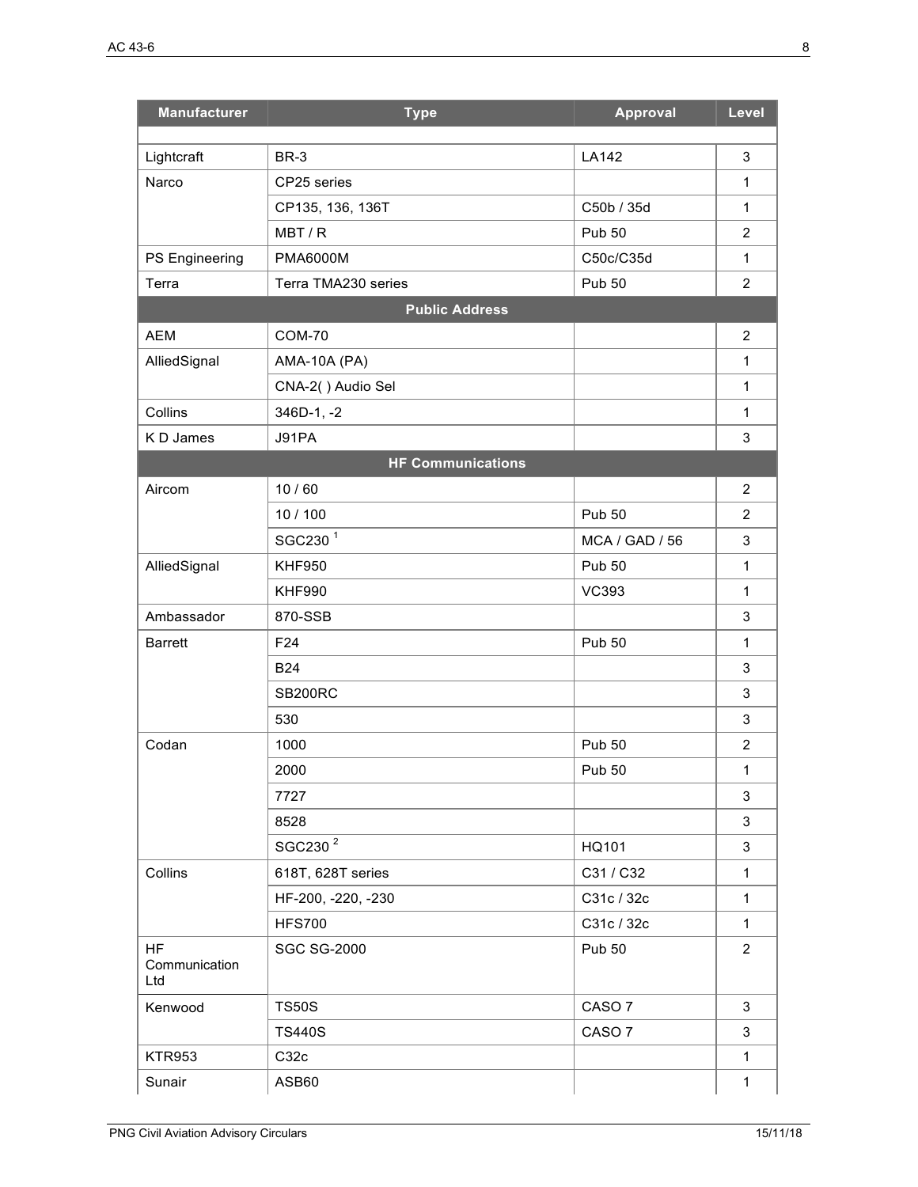| Manufacturer | Type | Approval | Level |
|---|---|---|---|
| Lightcraft | BR-3 | LA142 | 3 |
| Narco | CP25 series | | 1 |
| | CP135, 136, 136T | C50b / 35d | 1 |
| | MBT / R | Pub 50 | 2 |
| PS Engineering | PMA6000M | C50c/C35d | 1 |
| Terra | Terra TMA230 series | Pub 50 | 2 |
| **Public Address** | | | |
| AEM | COM-70 | | 2 |
| AlliedSignal | AMA-10A (PA) | | 1 |
| | CNA-2( ) Audio Sel | | 1 |
| Collins | 346D-1, -2 | | 1 |
| K D James | J91PA | | 3 |
| **HF Communications** | | | |
| Aircom | 10 / 60 | | 2 |
| | 10 / 100 | Pub 50 | 2 |
| | SGC230 [1] | MCA / GAD / 56 | 3 |
| AlliedSignal | KHF950 | Pub 50 | 1 |
| | KHF990 | VC393 | 1 |
| Ambassador | 870-SSB | | 3 |
| Barrett | F24 | Pub 50 | 1 |
| | B24 | | 3 |
| | SB200RC | | 3 |
| | 530 | | 3 |
| Codan | 1000 | Pub 50 | 2 |
| | 2000 | Pub 50 | 1 |
| | 7727 | | 3 |
| | 8528 | | 3 |
| | SGC230 [2] | HQ101 | 3 |
| Collins | 618T, 628T series | C31 / C32 | 1 |
| | HF-200, -220, -230 | C31c / 32c | 1 |
| | HFS700 | C31c / 32c | 1 |
| HF Communication Ltd | SGC SG-2000 | Pub 50 | 2 |
| Kenwood | TS50S | CASO 7 | 3 |
| | TS440S | CASO 7 | 3 |
| KTR953 | C32c | | 1 |
| Sunair | ASB60 | | 1 |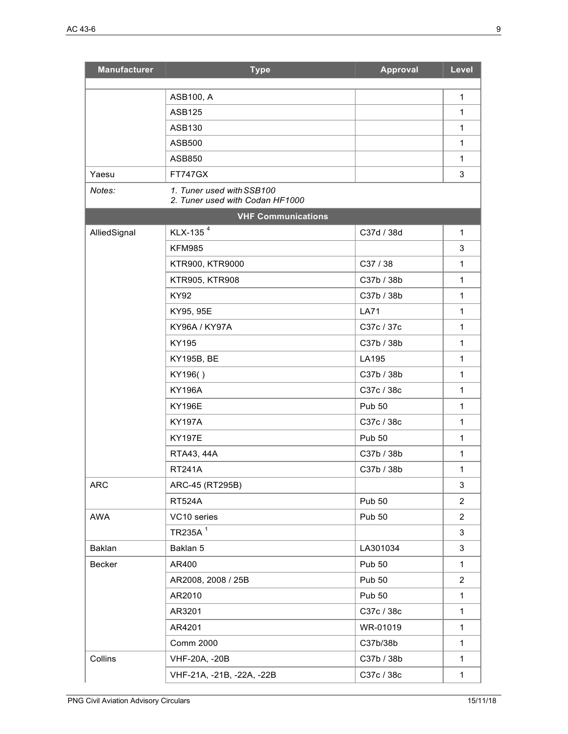| Manufacturer | Type | Approval | Level |
| --- | --- | --- | --- |
| | | | |
| | ASB100, A | | 1 |
| | ASB125 | | 1 |
| | ASB130 | | 1 |
| | ASB500 | | 1 |
| | ASB850 | | 1 |
| Yaesu | FT747GX | | 3 |
| *Notes:* | *1. Tuner used with SSB100*<br>*2. Tuner used with Codan HF1000* | | |
| | **VHF Communications** | | |
| AlliedSignal | KLX-135 [4] | C37d / 38d | 1 |
| | KFM985 | | 3 |
| | KTR900, KTR9000 | C37 / 38 | 1 |
| | KTR905, KTR908 | C37b / 38b | 1 |
| | KY92 | C37b / 38b | 1 |
| | KY95, 95E | LA71 | 1 |
| | KY96A / KY97A | C37c / 37c | 1 |
| | KY195 | C37b / 38b | 1 |
| | KY195B, BE | LA195 | 1 |
| | KY196( ) | C37b / 38b | 1 |
| | KY196A | C37c / 38c | 1 |
| | KY196E | Pub 50 | 1 |
| | KY197A | C37c / 38c | 1 |
| | KY197E | Pub 50 | 1 |
| | RTA43, 44A | C37b / 38b | 1 |
| | RT241A | C37b / 38b | 1 |
| ARC | ARC-45 (RT295B) | | 3 |
| | RT524A | Pub 50 | 2 |
| AWA | VC10 series | Pub 50 | 2 |
| | TR235A [1] | | 3 |
| Baklan | Baklan 5 | LA301034 | 3 |
| Becker | AR400 | Pub 50 | 1 |
| | AR2008, 2008 / 25B | Pub 50 | 2 |
| | AR2010 | Pub 50 | 1 |
| | AR3201 | C37c / 38c | 1 |
| | AR4201 | WR-01019 | 1 |
| | Comm 2000 | C37b/38b | 1 |
| Collins | VHF-20A, -20B | C37b / 38b | 1 |
| | VHF-21A, -21B, -22A, -22B | C37c / 38c | 1 |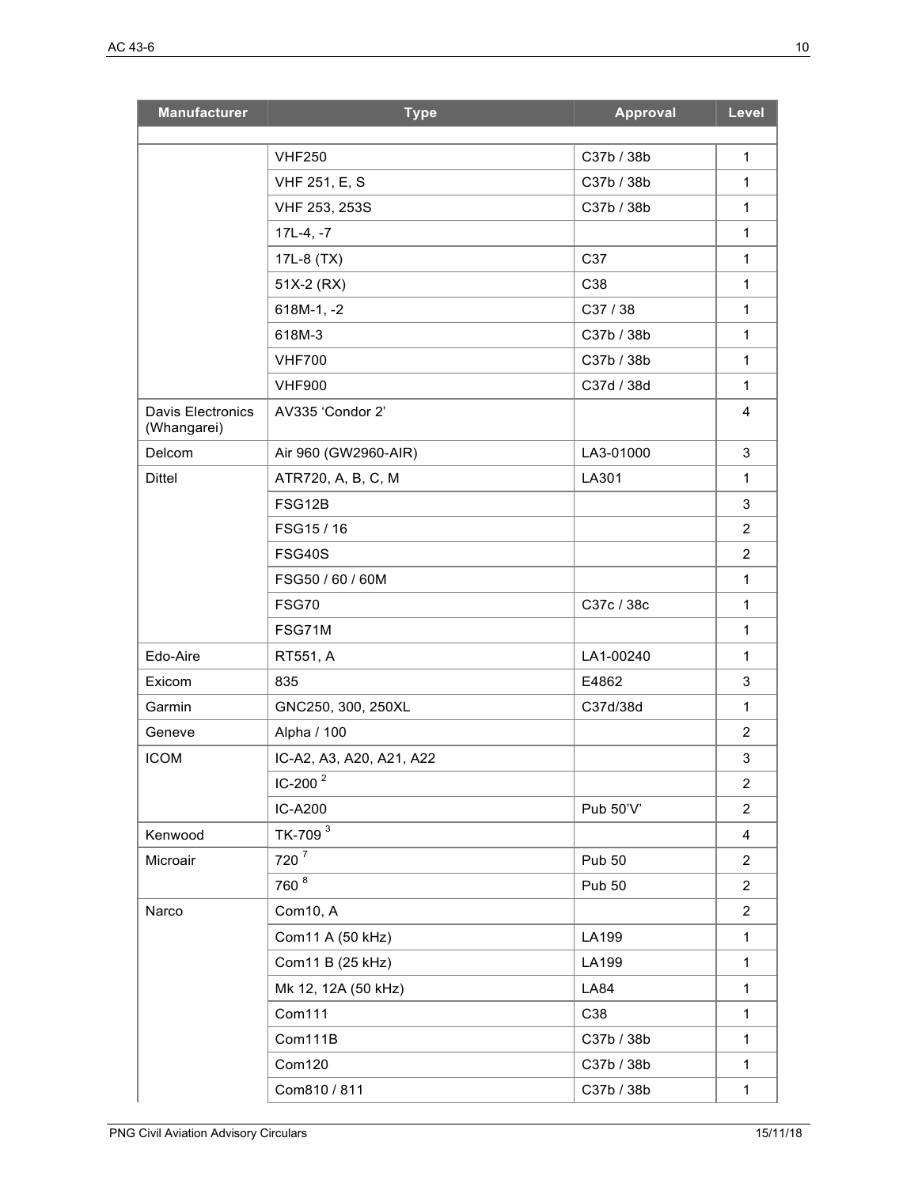| Manufacturer | Type | Approval | Level |
|---|---|---|---|
| | | | |
| | VHF250 | C37b / 38b | 1 |
| | VHF 251, E, S | C37b / 38b | 1 |
| | VHF 253, 253S | C37b / 38b | 1 |
| | 17L-4, -7 | | 1 |
| | 17L-8 (TX) | C37 | 1 |
| | 51X-2 (RX) | C38 | 1 |
| | 618M-1, -2 | C37 / 38 | 1 |
| | 618M-3 | C37b / 38b | 1 |
| | VHF700 | C37b / 38b | 1 |
| | VHF900 | C37d / 38d | 1 |
| Davis Electronics (Whangarei) | AV335 'Condor 2' | | 4 |
| Delcom | Air 960 (GW2960-AIR) | LA3-01000 | 3 |
| Dittel | ATR720, A, B, C, M | LA301 | 1 |
| | FSG12B | | 3 |
| | FSG15 / 16 | | 2 |
| | FSG40S | | 2 |
| | FSG50 / 60 / 60M | | 1 |
| | FSG70 | C37c / 38c | 1 |
| | FSG71M | | 1 |
| Edo-Aire | RT551, A | LA1-00240 | 1 |
| Exicom | 835 | E4862 | 3 |
| Garmin | GNC250, 300, 250XL | C37d/38d | 1 |
| Geneve | Alpha / 100 | | 2 |
| ICOM | IC-A2, A3, A20, A21, A22 | | 3 |
| | IC-200 [2] | | 2 |
| | IC-A200 | Pub 50'V' | 2 |
| Kenwood | TK-709 [3] | | 4 |
| Microair | 720 [7] | Pub 50 | 2 |
| | 760 [8] | Pub 50 | 2 |
| Narco | Com10, A | | 2 |
| | Com11 A (50 kHz) | LA199 | 1 |
| | Com11 B (25 kHz) | LA199 | 1 |
| | Mk 12, 12A (50 kHz) | LA84 | 1 |
| | Com111 | C38 | 1 |
| | Com111B | C37b / 38b | 1 |
| | Com120 | C37b / 38b | 1 |
| | Com810 / 811 | C37b / 38b | 1 |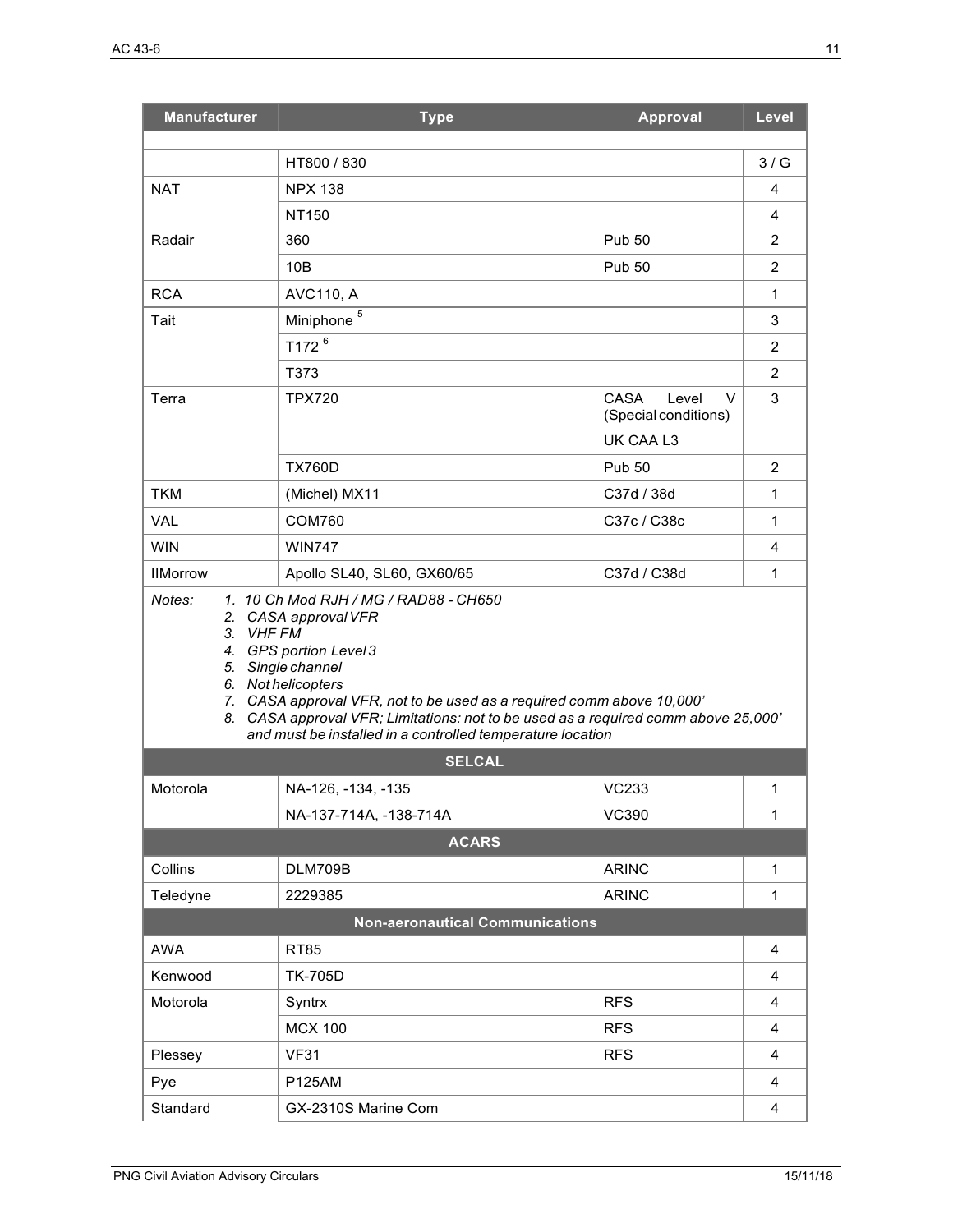| Manufacturer | Type | Approval | Level |
|---|---|---|---|
| | | | |
| | HT800 / 830 | | 3 / G |
| NAT | NPX 138 | | 4 |
| | NT150 | | 4 |
| Radair | 360 | Pub 50 | 2 |
| | 10B | Pub 50 | 2 |
| RCA | AVC110, A | | 1 |
| Tait | Miniphone [5] | | 3 |
| | T172 [6] | | 2 |
| | T373 | | 2 |
| Terra | TPX720 | CASA Level V (Special conditions) UK CAA L3 | 3 |
| | TX760D | Pub 50 | 2 |
| TKM | (Michel) MX11 | C37d / 38d | 1 |
| VAL | COM760 | C37c / C38c | 1 |
| WIN | WIN747 | | 4 |
| IIMorrow | Apollo SL40, SL60, GX60/65 | C37d / C38d | 1 |
| *Notes: 1. 10 Ch Mod RJH / MG / RAD88 - CH650 2. CASA approval VFR 3. VHF FM 4. GPS portion Level 3 5. Single channel 6. Not helicopters 7. CASA approval VFR, not to be used as a required comm above 10,000' 8. CASA approval VFR; Limitations: not to be used as a required comm above 25,000' and must be installed in a controlled temperature location* | | | |
| **SELCAL** | | | |
| Motorola | NA-126, -134, -135 | VC233 | 1 |
| | NA-137-714A, -138-714A | VC390 | 1 |
| **ACARS** | | | |
| Collins | DLM709B | ARINC | 1 |
| Teledyne | 2229385 | ARINC | 1 |
| **Non-aeronautical Communications** | | | |
| AWA | RT85 | | 4 |
| Kenwood | TK-705D | | 4 |
| Motorola | Syntrx | RFS | 4 |
| | MCX 100 | RFS | 4 |
| Plessey | VF31 | RFS | 4 |
| Pye | P125AM | | 4 |
| Standard | GX-2310S Marine Com | | 4 |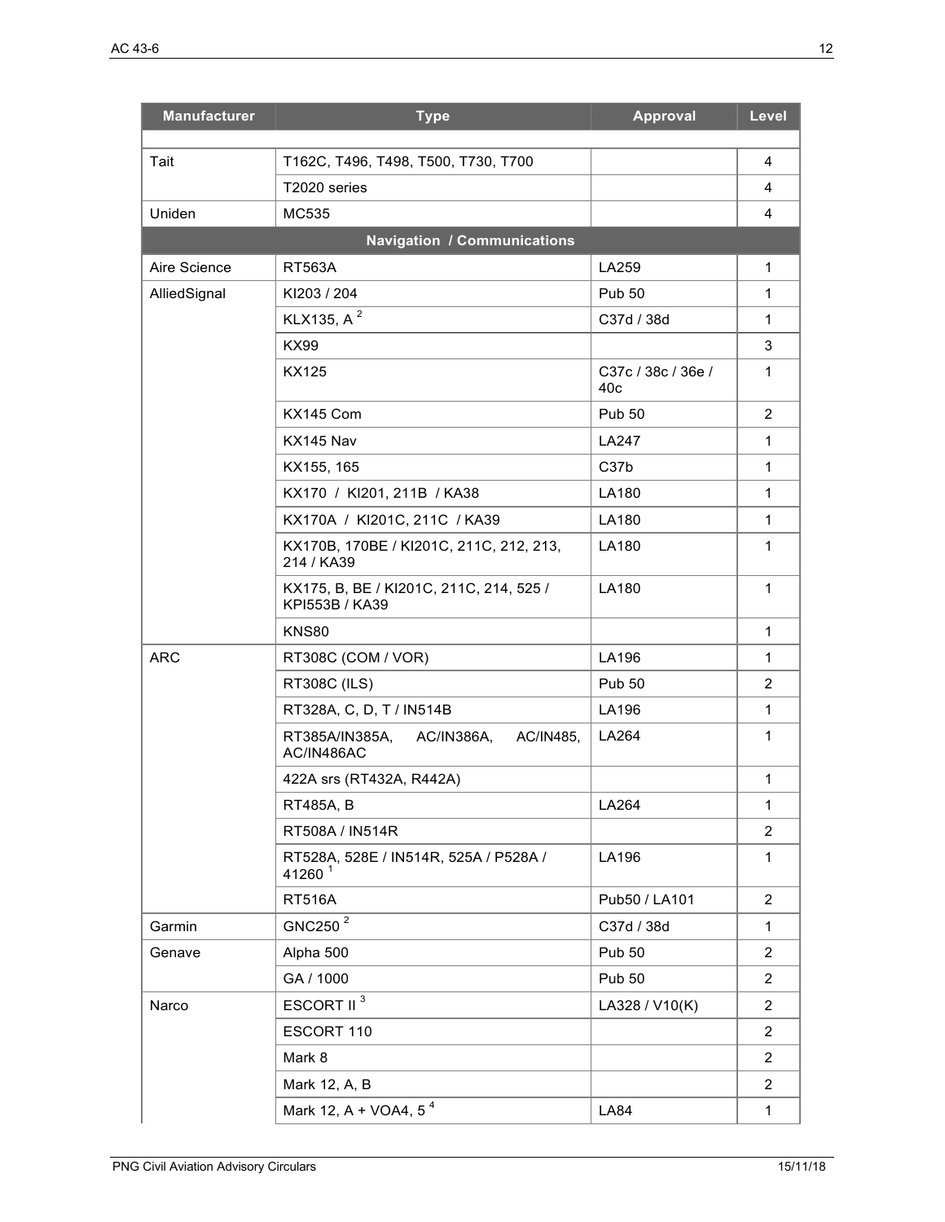| Manufacturer | Type | Approval | Level |
|---|---|---|---|
| | | | |
| Tait | T162C, T496, T498, T500, T730, T700 | | 4 |
| | T2020 series | | 4 |
| Uniden | MC535 | | 4 |
| **Navigation / Communications** | | | |
| Aire Science | RT563A | LA259 | 1 |
| AlliedSignal | KI203 / 204 | Pub 50 | 1 |
| | KLX135, A [2] | C37d / 38d | 1 |
| | KX99 | | 3 |
| | KX125 | C37c / 38c / 36e / 40c | 1 |
| | KX145 Com | Pub 50 | 2 |
| | KX145 Nav | LA247 | 1 |
| | KX155, 165 | C37b | 1 |
| | KX170 / KI201, 211B / KA38 | LA180 | 1 |
| | KX170A / KI201C, 211C / KA39 | LA180 | 1 |
| | KX170B, 170BE / KI201C, 211C, 212, 213, 214 / KA39 | LA180 | 1 |
| | KX175, B, BE / KI201C, 211C, 214, 525 / KPI553B / KA39 | LA180 | 1 |
| | KNS80 | | 1 |
| ARC | RT308C (COM / VOR) | LA196 | 1 |
| | RT308C (ILS) | Pub 50 | 2 |
| | RT328A, C, D, T / IN514B | LA196 | 1 |
| | RT385A/IN385A, AC/IN386A, AC/IN485, AC/IN486AC | LA264 | 1 |
| | 422A srs (RT432A, R442A) | | 1 |
| | RT485A, B | LA264 | 1 |
| | RT508A / IN514R | | 2 |
| | RT528A, 528E / IN514R, 525A / P528A / 41260 [1] | LA196 | 1 |
| | RT516A | Pub50 / LA101 | 2 |
| Garmin | GNC250 [2] | C37d / 38d | 1 |
| Genave | Alpha 500 | Pub 50 | 2 |
| | GA / 1000 | Pub 50 | 2 |
| Narco | ESCORT II [3] | LA328 / V10(K) | 2 |
| | ESCORT 110 | | 2 |
| | Mark 8 | | 2 |
| | Mark 12, A, B | | 2 |
| | Mark 12, A + VOA4, 5 [4] | LA84 | 1 |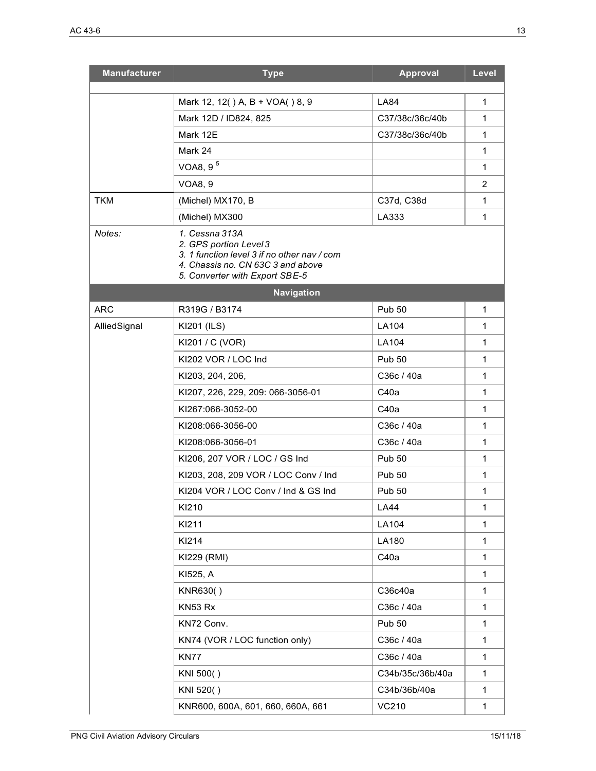| Manufacturer | Type | Approval | Level |
|---|---|---|---|
| | | | |
| | Mark 12, 12( ) A, B + VOA( ) 8, 9 | LA84 | 1 |
| | Mark 12D / ID824, 825 | C37/38c/36c/40b | 1 |
| | Mark 12E | C37/38c/36c/40b | 1 |
| | Mark 24 | | 1 |
| | VOA8, 9 [5] | | 1 |
| | VOA8, 9 | | 2 |
| TKM | (Michel) MX170, B | C37d, C38d | 1 |
| | (Michel) MX300 | LA333 | 1 |
| *Notes:* | *1. Cessna 313A*<br>*2. GPS portion Level 3*<br>*3. 1 function level 3 if no other nav / com*<br>*4. Chassis no. CN 63C 3 and above*<br>*5. Converter with Export SBE-5* | | |
| **Navigation** | | | |
| ARC | R319G / B3174 | Pub 50 | 1 |
| AlliedSignal | KI201 (ILS) | LA104 | 1 |
| | KI201 / C (VOR) | LA104 | 1 |
| | KI202 VOR / LOC Ind | Pub 50 | 1 |
| | KI203, 204, 206, | C36c / 40a | 1 |
| | KI207, 226, 229, 209: 066-3056-01 | C40a | 1 |
| | KI267:066-3052-00 | C40a | 1 |
| | KI208:066-3056-00 | C36c / 40a | 1 |
| | KI208:066-3056-01 | C36c / 40a | 1 |
| | KI206, 207 VOR / LOC / GS Ind | Pub 50 | 1 |
| | KI203, 208, 209 VOR / LOC Conv / Ind | Pub 50 | 1 |
| | KI204 VOR / LOC Conv / Ind & GS Ind | Pub 50 | 1 |
| | KI210 | LA44 | 1 |
| | KI211 | LA104 | 1 |
| | KI214 | LA180 | 1 |
| | KI229 (RMI) | C40a | 1 |
| | KI525, A | | 1 |
| | KNR630( ) | C36c40a | 1 |
| | KN53 Rx | C36c / 40a | 1 |
| | KN72 Conv. | Pub 50 | 1 |
| | KN74 (VOR / LOC function only) | C36c / 40a | 1 |
| | KN77 | C36c / 40a | 1 |
| | KNI 500( ) | C34b/35c/36b/40a | 1 |
| | KNI 520( ) | C34b/36b/40a | 1 |
| | KNR600, 600A, 601, 660, 660A, 661 | VC210 | 1 |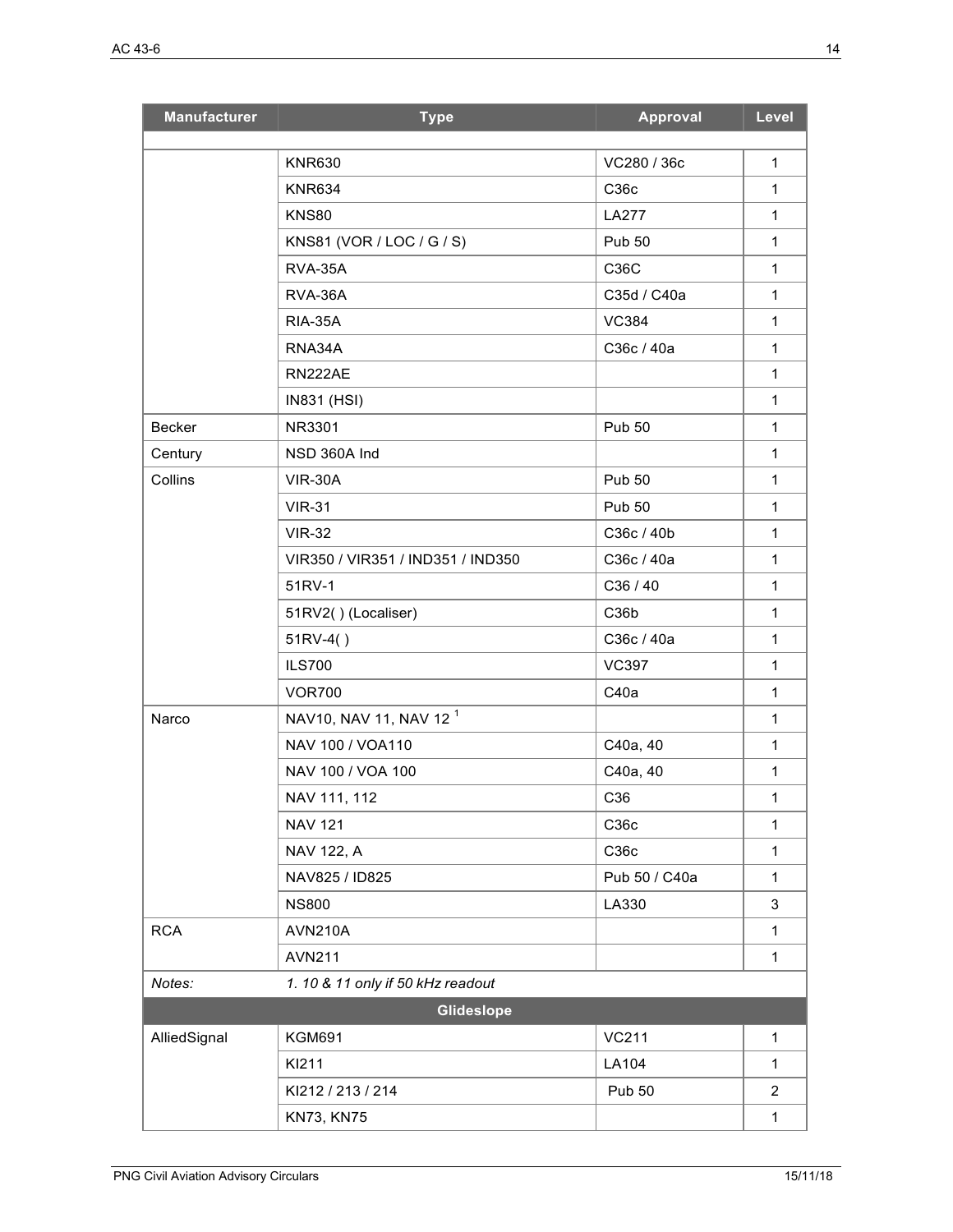| Manufacturer | Type | Approval | Level |
|---|---|---|---|
| | | | |
| | KNR630 | VC280 / 36c | 1 |
| | KNR634 | C36c | 1 |
| | KNS80 | LA277 | 1 |
| | KNS81 (VOR / LOC / G / S) | Pub 50 | 1 |
| | RVA-35A | C36C | 1 |
| | RVA-36A | C35d / C40a | 1 |
| | RIA-35A | VC384 | 1 |
| | RNA34A | C36c / 40a | 1 |
| | RN222AE | | 1 |
| | IN831 (HSI) | | 1 |
| Becker | NR3301 | Pub 50 | 1 |
| Century | NSD 360A Ind | | 1 |
| Collins | VIR-30A | Pub 50 | 1 |
| | VIR-31 | Pub 50 | 1 |
| | VIR-32 | C36c / 40b | 1 |
| | VIR350 / VIR351 / IND351 / IND350 | C36c / 40a | 1 |
| | 51RV-1 | C36 / 40 | 1 |
| | 51RV2( ) (Localiser) | C36b | 1 |
| | 51RV-4( ) | C36c / 40a | 1 |
| | ILS700 | VC397 | 1 |
| | VOR700 | C40a | 1 |
| Narco | NAV10, NAV 11, NAV 12 [1] | | 1 |
| | NAV 100 / VOA110 | C40a, 40 | 1 |
| | NAV 100 / VOA 100 | C40a, 40 | 1 |
| | NAV 111, 112 | C36 | 1 |
| | NAV 121 | C36c | 1 |
| | NAV 122, A | C36c | 1 |
| | NAV825 / ID825 | Pub 50 / C40a | 1 |
| | NS800 | LA330 | 3 |
| RCA | AVN210A | | 1 |
| | AVN211 | | 1 |
| *Notes:* | *1. 10 & 11 only if 50 kHz readout* | | |
| **Glideslope** | | | |
| AlliedSignal | KGM691 | VC211 | 1 |
| | KI211 | LA104 | 1 |
| | KI212 / 213 / 214 | Pub 50 | 2 |
| | KN73, KN75 | | 1 |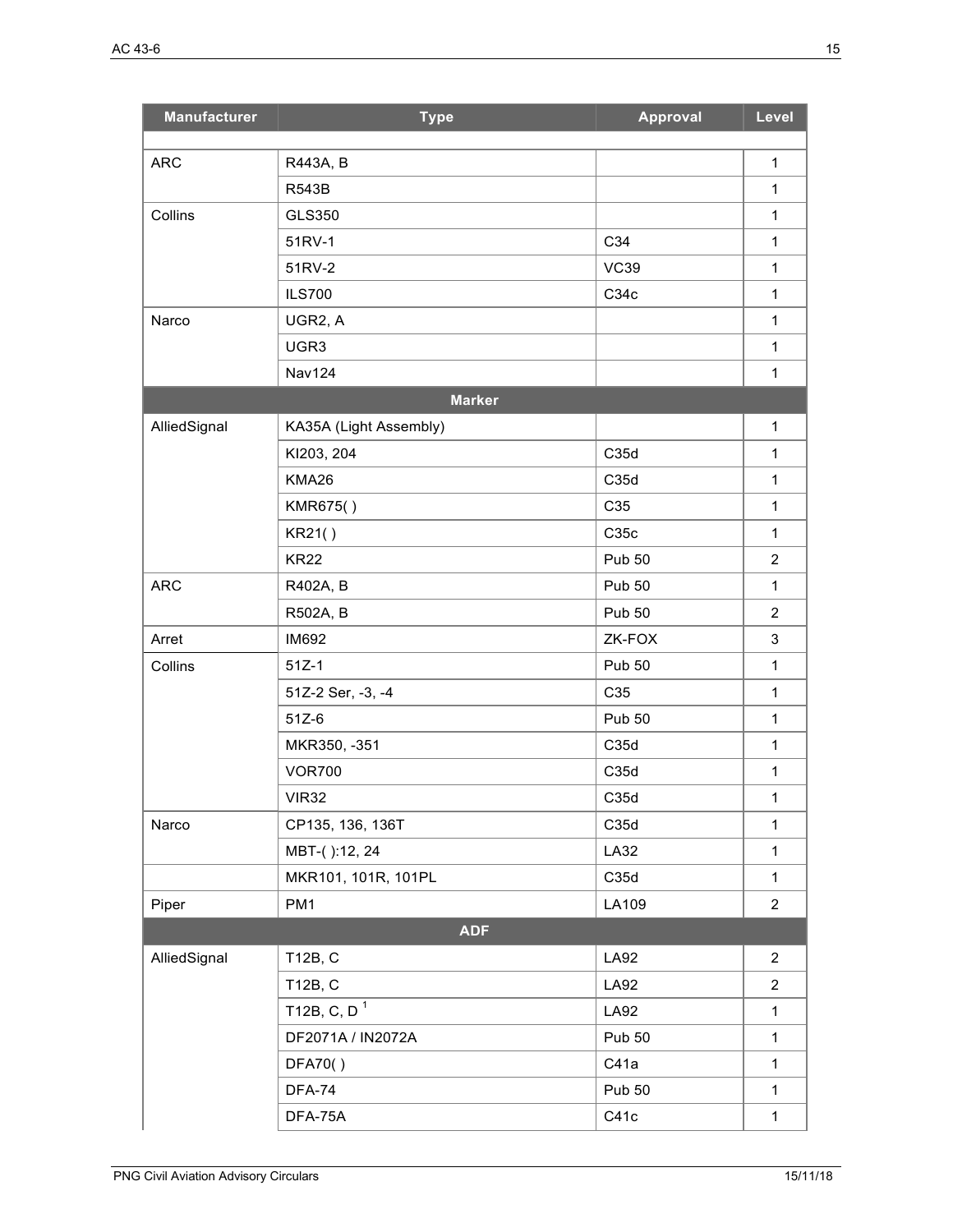| Manufacturer | Type | Approval | Level |
|---|---|---|---|
| | | | |
| ARC | R443A, B | | 1 |
| | R543B | | 1 |
| Collins | GLS350 | | 1 |
| | 51RV-1 | C34 | 1 |
| | 51RV-2 | VC39 | 1 |
| | ILS700 | C34c | 1 |
| Narco | UGR2, A | | 1 |
| | UGR3 | | 1 |
| | Nav124 | | 1 |
| **Marker** | | | |
| AlliedSignal | KA35A (Light Assembly) | | 1 |
| | KI203, 204 | C35d | 1 |
| | KMA26 | C35d | 1 |
| | KMR675( ) | C35 | 1 |
| | KR21( ) | C35c | 1 |
| | KR22 | Pub 50 | 2 |
| ARC | R402A, B | Pub 50 | 1 |
| | R502A, B | Pub 50 | 2 |
| Arret | IM692 | ZK-FOX | 3 |
| Collins | 51Z-1 | Pub 50 | 1 |
| | 51Z-2 Ser, -3, -4 | C35 | 1 |
| | 51Z-6 | Pub 50 | 1 |
| | MKR350, -351 | C35d | 1 |
| | VOR700 | C35d | 1 |
| | VIR32 | C35d | 1 |
| Narco | CP135, 136, 136T | C35d | 1 |
| | MBT-( ):12, 24 | LA32 | 1 |
| | MKR101, 101R, 101PL | C35d | 1 |
| Piper | PM1 | LA109 | 2 |
| **ADF** | | | |
| AlliedSignal | T12B, C | LA92 | 2 |
| | T12B, C | LA92 | 2 |
| | T12B, C, D [1] | LA92 | 1 |
| | DF2071A / IN2072A | Pub 50 | 1 |
| | DFA70( ) | C41a | 1 |
| | DFA-74 | Pub 50 | 1 |
| | DFA-75A | C41c | 1 |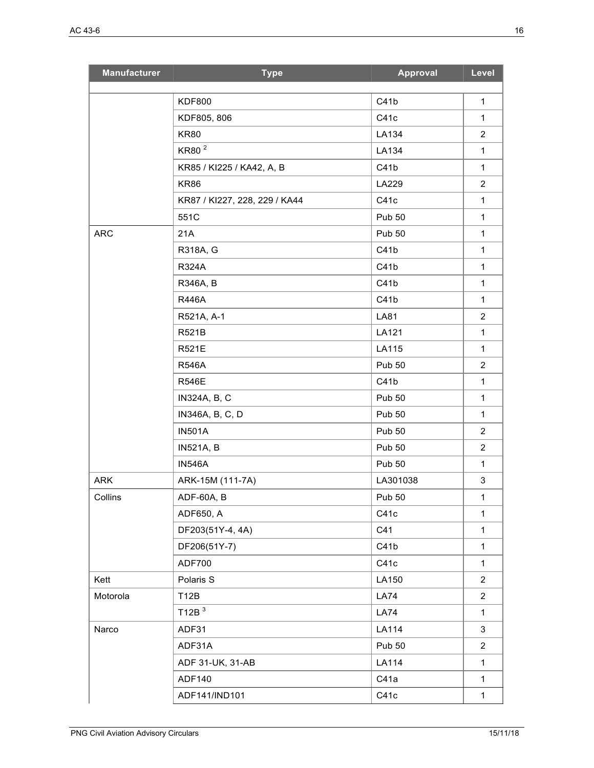| Manufacturer | Type | Approval | Level |
|---|---|---|---|
| | | | |
| | KDF800 | C41b | 1 |
| | KDF805, 806 | C41c | 1 |
| | KR80 | LA134 | 2 |
| | KR80 [2] | LA134 | 1 |
| | KR85 / KI225 / KA42, A, B | C41b | 1 |
| | KR86 | LA229 | 2 |
| | KR87 / KI227, 228, 229 / KA44 | C41c | 1 |
| | 551C | Pub 50 | 1 |
| ARC | 21A | Pub 50 | 1 |
| | R318A, G | C41b | 1 |
| | R324A | C41b | 1 |
| | R346A, B | C41b | 1 |
| | R446A | C41b | 1 |
| | R521A, A-1 | LA81 | 2 |
| | R521B | LA121 | 1 |
| | R521E | LA115 | 1 |
| | R546A | Pub 50 | 2 |
| | R546E | C41b | 1 |
| | IN324A, B, C | Pub 50 | 1 |
| | IN346A, B, C, D | Pub 50 | 1 |
| | IN501A | Pub 50 | 2 |
| | IN521A, B | Pub 50 | 2 |
| | IN546A | Pub 50 | 1 |
| ARK | ARK-15M (111-7A) | LA301038 | 3 |
| Collins | ADF-60A, B | Pub 50 | 1 |
| | ADF650, A | C41c | 1 |
| | DF203(51Y-4, 4A) | C41 | 1 |
| | DF206(51Y-7) | C41b | 1 |
| | ADF700 | C41c | 1 |
| Kett | Polaris S | LA150 | 2 |
| Motorola | T12B | LA74 | 2 |
| | T12B [3] | LA74 | 1 |
| Narco | ADF31 | LA114 | 3 |
| | ADF31A | Pub 50 | 2 |
| | ADF 31-UK, 31-AB | LA114 | 1 |
| | ADF140 | C41a | 1 |
| | ADF141/IND101 | C41c | 1 |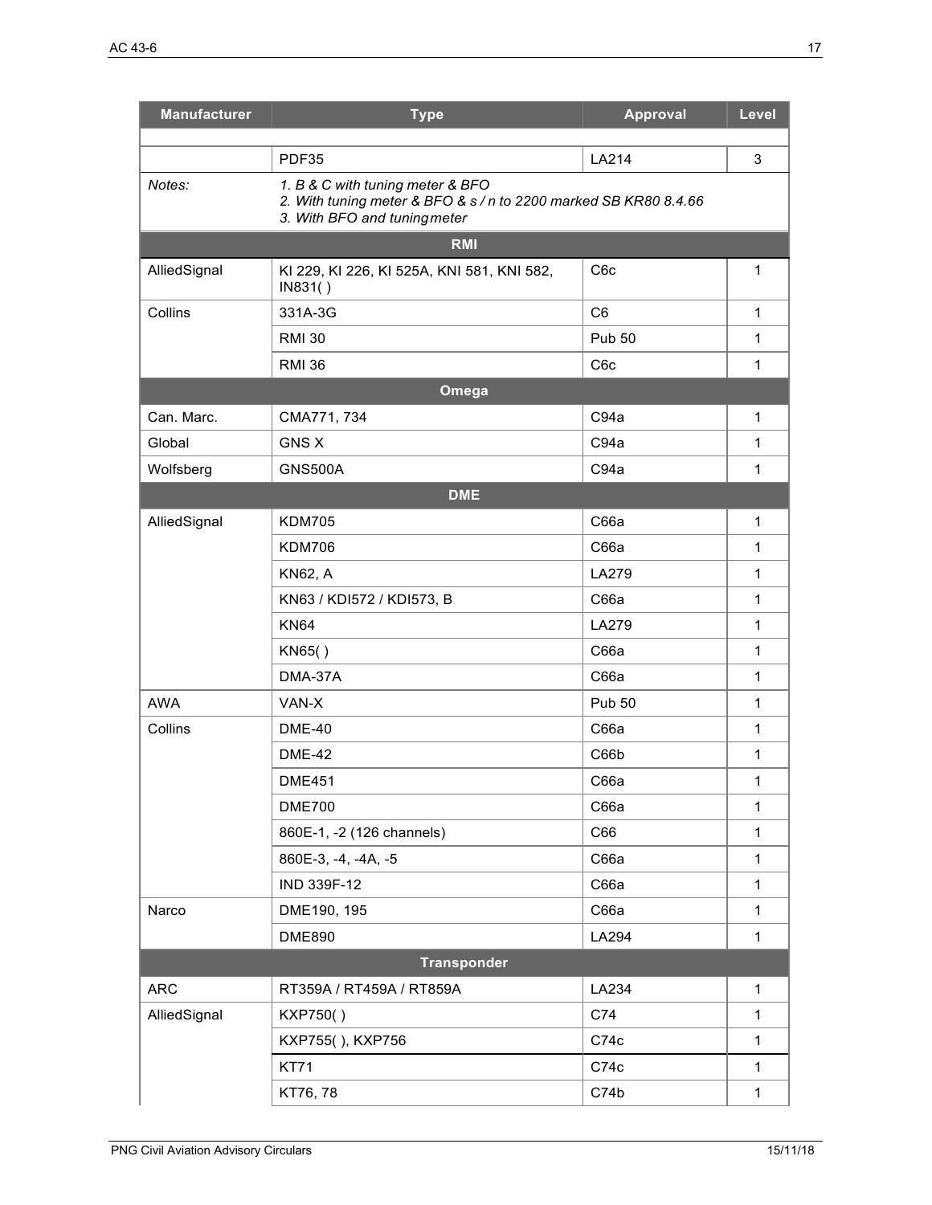| Manufacturer | Type | Approval | Level |
|---|---|---|---|
| | | | |
| | PDF35 | LA214 | 3 |
| *Notes:* | *1. B & C with tuning meter & BFO*<br>*2. With tuning meter & BFO & s / n to 2200 marked SB KR80 8.4.66*<br>*3. With BFO and tuning meter* | | |
| **RMI** | | | |
| AlliedSignal | KI 229, KI 226, KI 525A, KNI 581, KNI 582, IN831( ) | C6c | 1 |
| Collins | 331A-3G | C6 | 1 |
| | RMI 30 | Pub 50 | 1 |
| | RMI 36 | C6c | 1 |
| **Omega** | | | |
| Can. Marc. | CMA771, 734 | C94a | 1 |
| Global | GNS X | C94a | 1 |
| Wolfsberg | GNS500A | C94a | 1 |
| **DME** | | | |
| AlliedSignal | KDM705 | C66a | 1 |
| | KDM706 | C66a | 1 |
| | KN62, A | LA279 | 1 |
| | KN63 / KDI572 / KDI573, B | C66a | 1 |
| | KN64 | LA279 | 1 |
| | KN65( ) | C66a | 1 |
| | DMA-37A | C66a | 1 |
| AWA | VAN-X | Pub 50 | 1 |
| Collins | DME-40 | C66a | 1 |
| | DME-42 | C66b | 1 |
| | DME451 | C66a | 1 |
| | DME700 | C66a | 1 |
| | 860E-1, -2 (126 channels) | C66 | 1 |
| | 860E-3, -4, -4A, -5 | C66a | 1 |
| | IND 339F-12 | C66a | 1 |
| Narco | DME190, 195 | C66a | 1 |
| | DME890 | LA294 | 1 |
| **Transponder** | | | |
| ARC | RT359A / RT459A / RT859A | LA234 | 1 |
| AlliedSignal | KXP750( ) | C74 | 1 |
| | KXP755( ), KXP756 | C74c | 1 |
| | KT71 | C74c | 1 |
| | KT76, 78 | C74b | 1 |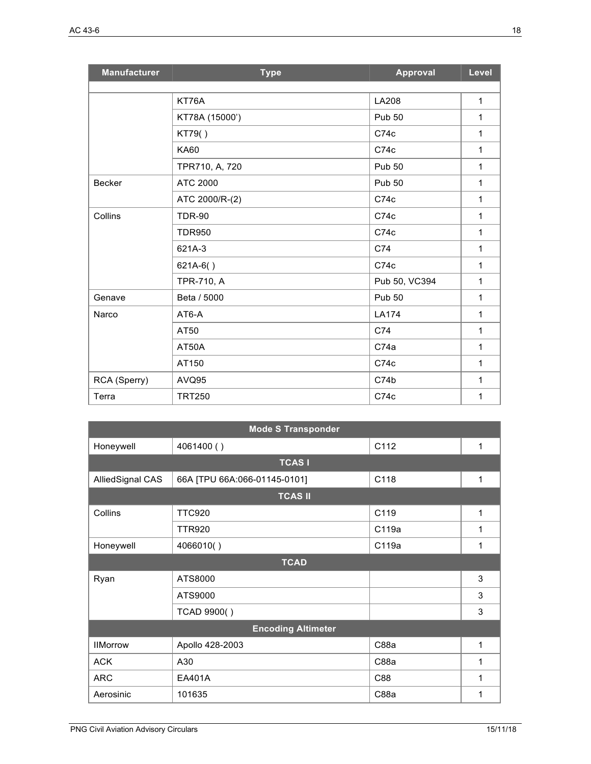| Manufacturer | Type | Approval | Level |
|---|---|---|---|
| | | | |
| | KT76A | LA208 | 1 |
| | KT78A (15000') | Pub 50 | 1 |
| | KT79( ) | C74c | 1 |
| | KA60 | C74c | 1 |
| | TPR710, A, 720 | Pub 50 | 1 |
| Becker | ATC 2000 | Pub 50 | 1 |
| | ATC 2000/R-(2) | C74c | 1 |
| Collins | TDR-90 | C74c | 1 |
| | TDR950 | C74c | 1 |
| | 621A-3 | C74 | 1 |
| | 621A-6( ) | C74c | 1 |
| | TPR-710, A | Pub 50, VC394 | 1 |
| Genave | Beta / 5000 | Pub 50 | 1 |
| Narco | AT6-A | LA174 | 1 |
| | AT50 | C74 | 1 |
| | AT50A | C74a | 1 |
| | AT150 | C74c | 1 |
| RCA (Sperry) | AVQ95 | C74b | 1 |
| Terra | TRT250 | C74c | 1 |

| **Mode S Transponder** | | | |
|---|---|---|---|
| Honeywell | 4061400 ( ) | C112 | 1 |
| **TCAS I** | | | |
| AlliedSignal CAS | 66A [TPU 66A:066-01145-0101] | C118 | 1 |
| **TCAS II** | | | |
| Collins | TTC920 | C119 | 1 |
| | TTR920 | C119a | 1 |
| Honeywell | 4066010( ) | C119a | 1 |
| **TCAD** | | | |
| Ryan | ATS8000 | | 3 |
| | ATS9000 | | 3 |
| | TCAD 9900( ) | | 3 |
| **Encoding Altimeter** | | | |
| IIMorrow | Apollo 428-2003 | C88a | 1 |
| ACK | A30 | C88a | 1 |
| ARC | EA401A | C88 | 1 |
| Aerosinic | 101635 | C88a | 1 |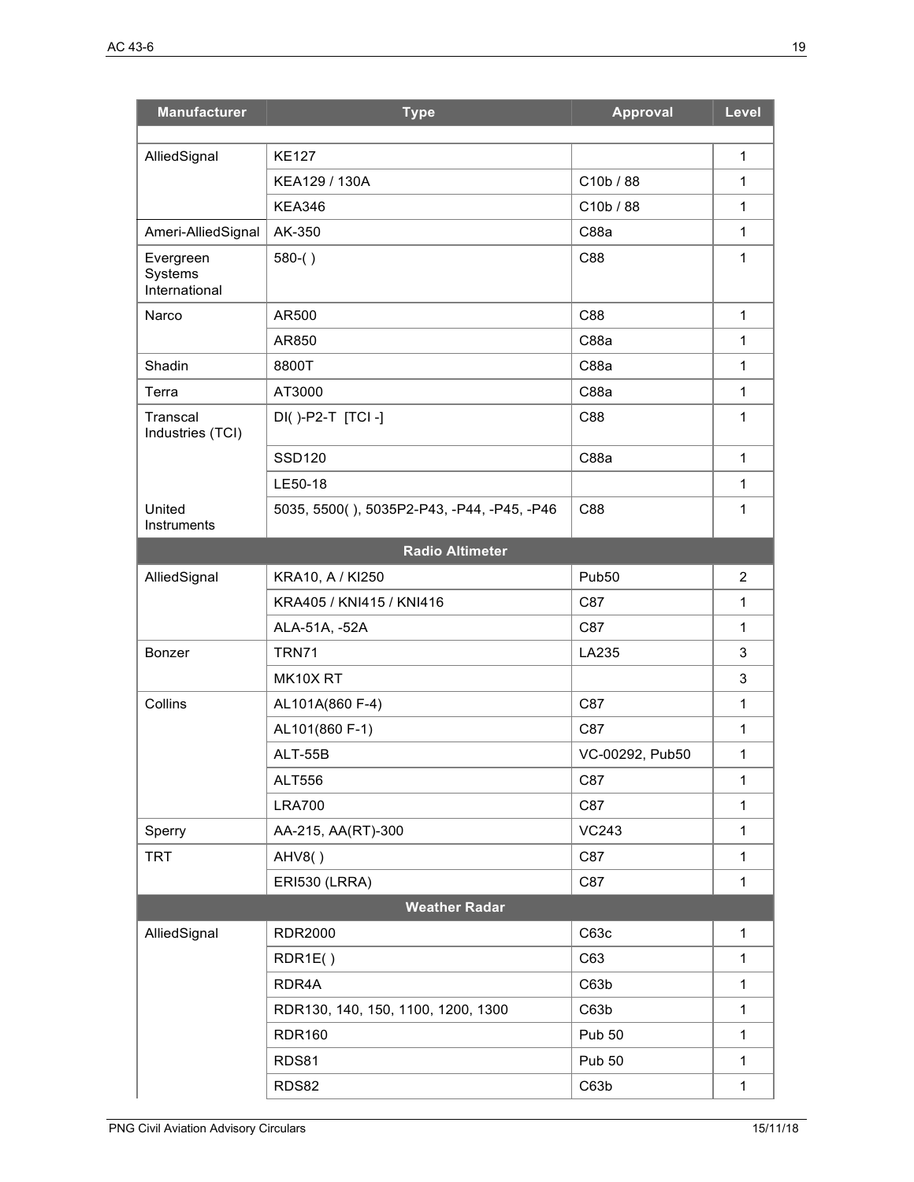| Manufacturer | Type | Approval | Level |
|---|---|---|---|
| | | | |
| AlliedSignal | KE127 | | 1 |
| | KEA129 / 130A | C10b / 88 | 1 |
| | KEA346 | C10b / 88 | 1 |
| Ameri-AlliedSignal | AK-350 | C88a | 1 |
| Evergreen Systems International | 580-( ) | C88 | 1 |
| Narco | AR500 | C88 | 1 |
| | AR850 | C88a | 1 |
| Shadin | 8800T | C88a | 1 |
| Terra | AT3000 | C88a | 1 |
| Transcal Industries (TCI) | DI( )-P2-T [TCI -] | C88 | 1 |
| | SSD120 | C88a | 1 |
| | LE50-18 | | 1 |
| United Instruments | 5035, 5500( ), 5035P2-P43, -P44, -P45, -P46 | C88 | 1 |
| **Radio Altimeter** | | | |
| AlliedSignal | KRA10, A / KI250 | Pub50 | 2 |
| | KRA405 / KNI415 / KNI416 | C87 | 1 |
| | ALA-51A, -52A | C87 | 1 |
| Bonzer | TRN71 | LA235 | 3 |
| | MK10X RT | | 3 |
| Collins | AL101A(860 F-4) | C87 | 1 |
| | AL101(860 F-1) | C87 | 1 |
| | ALT-55B | VC-00292, Pub50 | 1 |
| | ALT556 | C87 | 1 |
| | LRA700 | C87 | 1 |
| Sperry | AA-215, AA(RT)-300 | VC243 | 1 |
| TRT | AHV8( ) | C87 | 1 |
| | ERI530 (LRRA) | C87 | 1 |
| **Weather Radar** | | | |
| AlliedSignal | RDR2000 | C63c | 1 |
| | RDR1E( ) | C63 | 1 |
| | RDR4A | C63b | 1 |
| | RDR130, 140, 150, 1100, 1200, 1300 | C63b | 1 |
| | RDR160 | Pub 50 | 1 |
| | RDS81 | Pub 50 | 1 |
| | RDS82 | C63b | 1 |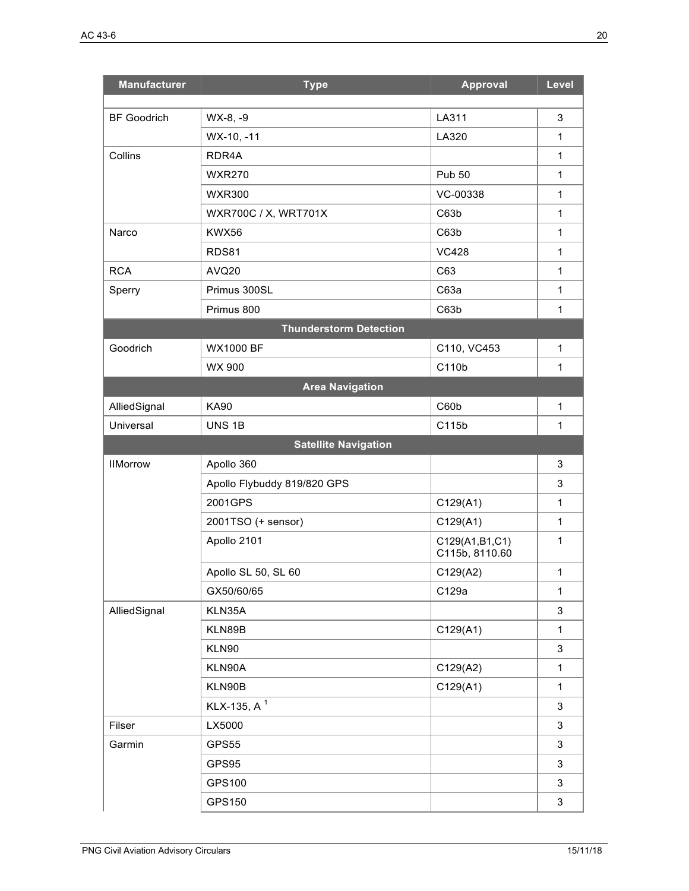| Manufacturer | Type | Approval | Level |
|---|---|---|---|
| BF Goodrich | WX-8, -9 | LA311 | 3 |
| | WX-10, -11 | LA320 | 1 |
| Collins | RDR4A | | 1 |
| | WXR270 | Pub 50 | 1 |
| | WXR300 | VC-00338 | 1 |
| | WXR700C / X, WRT701X | C63b | 1 |
| Narco | KWX56 | C63b | 1 |
| | RDS81 | VC428 | 1 |
| RCA | AVQ20 | C63 | 1 |
| Sperry | Primus 300SL | C63a | 1 |
| | Primus 800 | C63b | 1 |
| **Thunderstorm Detection** | | | |
| Goodrich | WX1000 BF | C110, VC453 | 1 |
| | WX 900 | C110b | 1 |
| **Area Navigation** | | | |
| AlliedSignal | KA90 | C60b | 1 |
| Universal | UNS 1B | C115b | 1 |
| **Satellite Navigation** | | | |
| IIMorrow | Apollo 360 | | 3 |
| | Apollo Flybuddy 819/820 GPS | | 3 |
| | 2001GPS | C129(A1) | 1 |
| | 2001TSO (+ sensor) | C129(A1) | 1 |
| | Apollo 2101 | C129(A1,B1,C1) C115b, 8110.60 | 1 |
| | Apollo SL 50, SL 60 | C129(A2) | 1 |
| | GX50/60/65 | C129a | 1 |
| AlliedSignal | KLN35A | | 3 |
| | KLN89B | C129(A1) | 1 |
| | KLN90 | | 3 |
| | KLN90A | C129(A2) | 1 |
| | KLN90B | C129(A1) | 1 |
| | KLX-135, A [1] | | 3 |
| Filser | LX5000 | | 3 |
| Garmin | GPS55 | | 3 |
| | GPS95 | | 3 |
| | GPS100 | | 3 |
| | GPS150 | | 3 |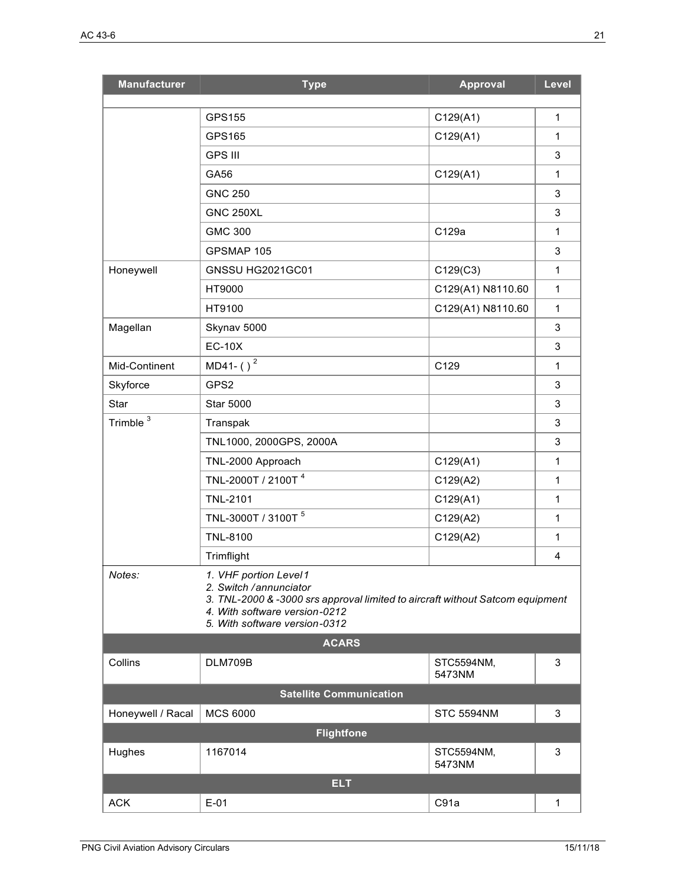| Manufacturer | Type | Approval | Level |
|---|---|---|---|
| | | | |
| | GPS155 | C129(A1) | 1 |
| | GPS165 | C129(A1) | 1 |
| | GPS III | | 3 |
| | GA56 | C129(A1) | 1 |
| | GNC 250 | | 3 |
| | GNC 250XL | | 3 |
| | GMC 300 | C129a | 1 |
| | GPSMAP 105 | | 3 |
| Honeywell | GNSSU HG2021GC01 | C129(C3) | 1 |
| | HT9000 | C129(A1) N8110.60 | 1 |
| | HT9100 | C129(A1) N8110.60 | 1 |
| Magellan | Skynav 5000 | | 3 |
| | EC-10X | | 3 |
| Mid-Continent | MD41- ( ) [2] | C129 | 1 |
| Skyforce | GPS2 | | 3 |
| Star | Star 5000 | | 3 |
| Trimble [3] | Transpak | | 3 |
| | TNL1000, 2000GPS, 2000A | | 3 |
| | TNL-2000 Approach | C129(A1) | 1 |
| | TNL-2000T / 2100T [4] | C129(A2) | 1 |
| | TNL-2101 | C129(A1) | 1 |
| | TNL-3000T / 3100T [5] | C129(A2) | 1 |
| | TNL-8100 | C129(A2) | 1 |
| | Trimflight | | 4 |
| *Notes:* | *1. VHF portion Level 1*<br>*2. Switch / annunciator*<br>*3. TNL-2000 & -3000 srs approval limited to aircraft without Satcom equipment*<br>*4. With software version -0212*<br>*5. With software version -0312* | | |
| **ACARS** | | | |
| Collins | DLM709B | STC5594NM, 5473NM | 3 |
| **Satellite Communication** | | | |
| Honeywell / Racal | MCS 6000 | STC 5594NM | 3 |
| **Flightfone** | | | |
| Hughes | 1167014 | STC5594NM, 5473NM | 3 |
| **ELT** | | | |
| ACK | E-01 | C91a | 1 |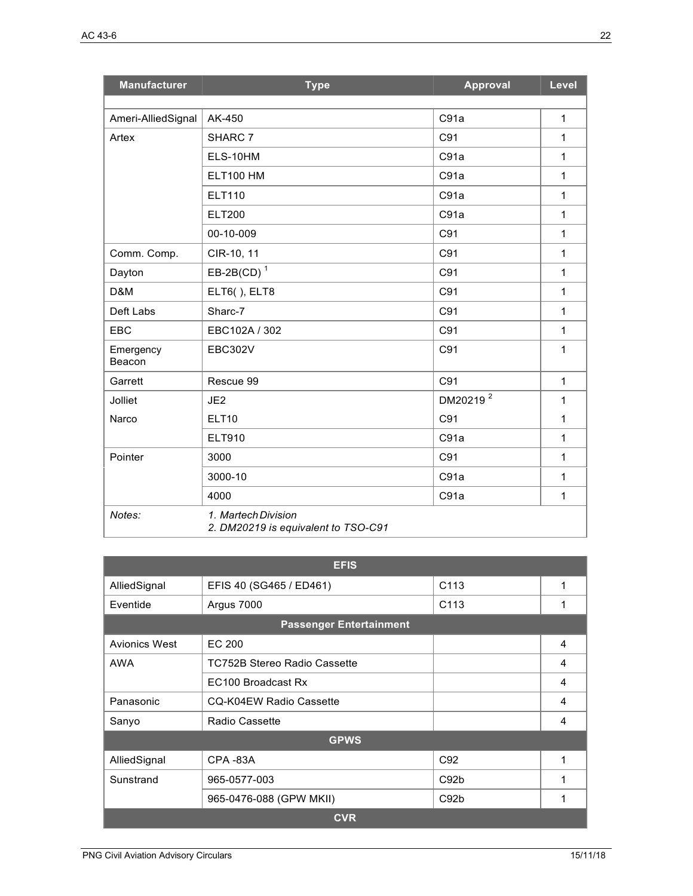| Manufacturer | Type | Approval | Level |
| --- | --- | --- | --- |
| | | | |
| Ameri-AlliedSignal | AK-450 | C91a | 1 |
| Artex | SHARC 7 | C91 | 1 |
| | ELS-10HM | C91a | 1 |
| | ELT100 HM | C91a | 1 |
| | ELT110 | C91a | 1 |
| | ELT200 | C91a | 1 |
| | 00-10-009 | C91 | 1 |
| Comm. Comp. | CIR-10, 11 | C91 | 1 |
| Dayton | EB-2B(CD) [1] | C91 | 1 |
| D&M | ELT6( ), ELT8 | C91 | 1 |
| Deft Labs | Sharc-7 | C91 | 1 |
| EBC | EBC102A / 302 | C91 | 1 |
| Emergency Beacon | EBC302V | C91 | 1 |
| Garrett | Rescue 99 | C91 | 1 |
| Jolliet | JE2 | DM20219 [2] | 1 |
| Narco | ELT10 | C91 | 1 |
| | ELT910 | C91a | 1 |
| Pointer | 3000 | C91 | 1 |
| | 3000-10 | C91a | 1 |
| | 4000 | C91a | 1 |
| *Notes:* | *1. Martech Division*<br>*2. DM20219 is equivalent to TSO-C91* | | |

| **EFIS** | | | |
| --- | --- | --- | --- |
| AlliedSignal | EFIS 40 (SG465 / ED461) | C113 | 1 |
| Eventide | Argus 7000 | C113 | 1 |
| **Passenger Entertainment** | | | |
| Avionics West | EC 200 | | 4 |
| AWA | TC752B Stereo Radio Cassette | | 4 |
| | EC100 Broadcast Rx | | 4 |
| Panasonic | CQ-K04EW Radio Cassette | | 4 |
| Sanyo | Radio Cassette | | 4 |
| **GPWS** | | | |
| AlliedSignal | CPA -83A | C92 | 1 |
| Sunstrand | 965-0577-003 | C92b | 1 |
| | 965-0476-088 (GPW MKII) | C92b | 1 |
| **CVR** | | | |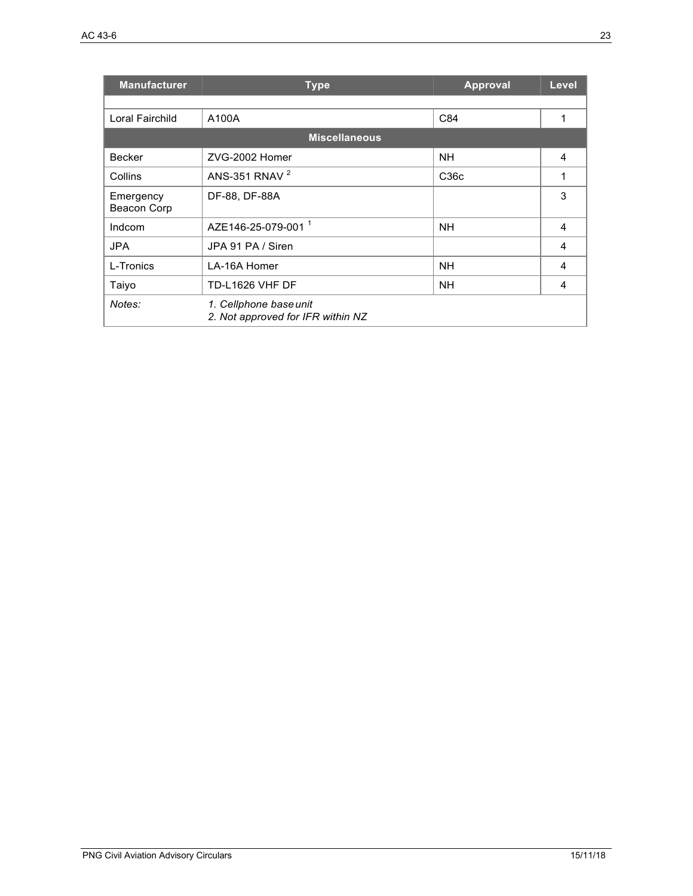| Manufacturer | Type | Approval | Level |
|---|---|---|---|
| | | | |
| Loral Fairchild | A100A | C84 | 1 |
| **Miscellaneous** | | | |
| Becker | ZVG-2002 Homer | NH | 4 |
| Collins | ANS-351 RNAV [2] | C36c | 1 |
| Emergency Beacon Corp | DF-88, DF-88A | | 3 |
| Indcom | AZE146-25-079-001 [1] | NH | 4 |
| JPA | JPA 91 PA / Siren | | 4 |
| L-Tronics | LA-16A Homer | NH | 4 |
| Taiyo | TD-L1626 VHF DF | NH | 4 |
| *Notes:* | *1. Cellphone base unit*<br>*2. Not approved for IFR within NZ* | | |